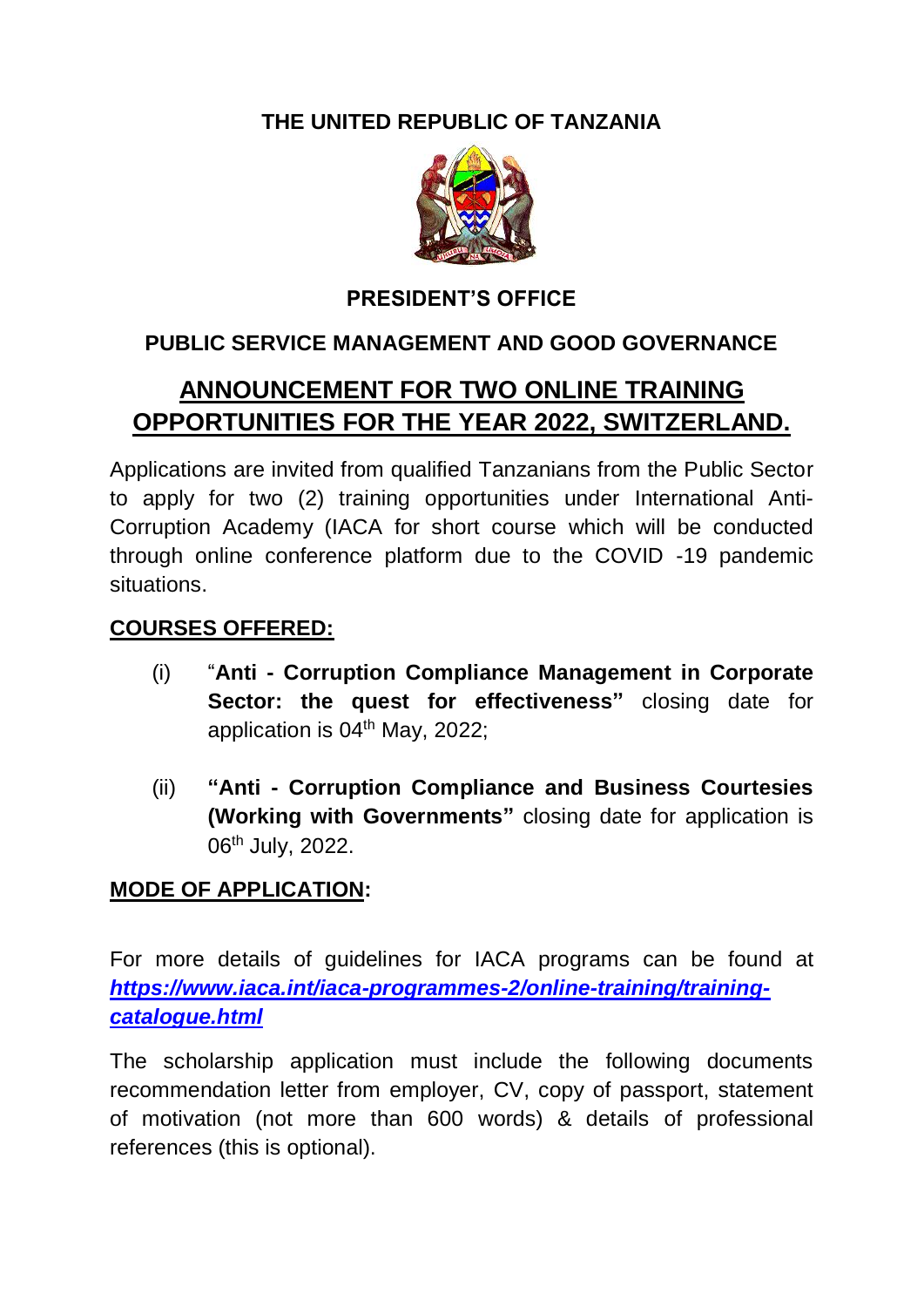# THE UNITED REPUBLIC OF TANZANIA

## PRESIDENT'S OFFICE

## PUBLIC SERVICE MANAGEMENT AND GOOD GOVERNANCE

## ANNOUNCEMENT FOR TWO ONLINE TRAINING OPPORTUNITIES FOR THE YEAR 2022, SWITZERLAND.

Applications are invited from qualified Tanzanians from the Public Sector to apply for two (2) training opportunities under International Anti-Corruption Academy (IACA for short course which will be conducted through online conference platform due to the COVID -19 pandemic situations.

### COURSES OFFERED:

(i) "**Anti - Corruption Compliance Management in Corporate Sector: the quest for effectiveness"** closing date for application is 04th May, 2022;

(ii) **"Anti - Corruption Compliance and Business Courtesies (Working with Governments"** closing date for application is 06th July, 2022.

### MODE OF APPLICATION:

For more details of guidelines for IACA programs can be found at ***https://www.iaca.int/iaca-programmes-2/online-training/training-catalogue.html***

The scholarship application must include the following documents recommendation letter from employer, CV, copy of passport, statement of motivation (not more than 600 words) & details of professional references (this is optional).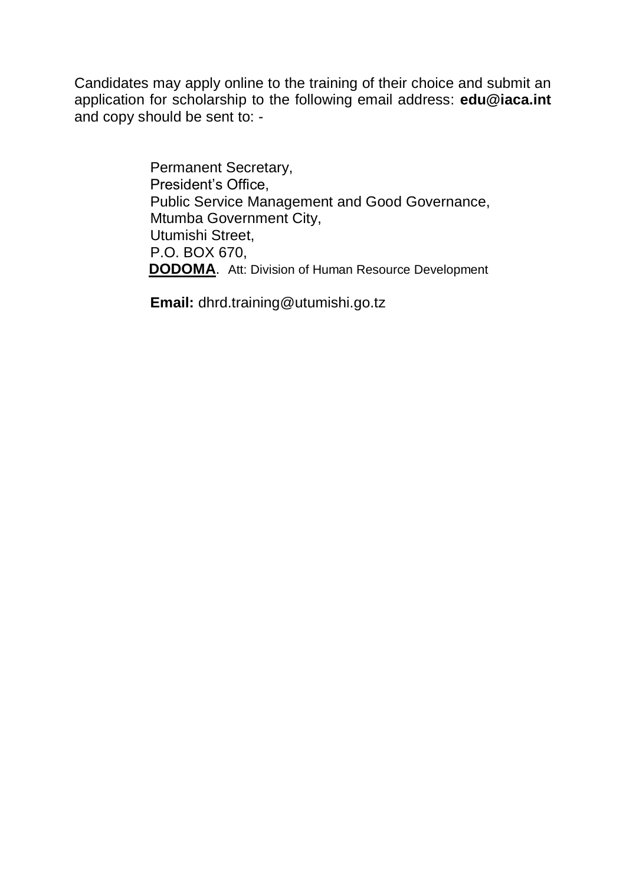Candidates may apply online to the training of their choice and submit an application for scholarship to the following email address: **edu@iaca.int** and copy should be sent to: -

Permanent Secretary,  
President's Office,  
Public Service Management and Good Governance,  
Mtumba Government City,  
Utumishi Street,  
P.O. BOX 670,  
**DODOMA**. Att: Division of Human Resource Development

**Email:** dhrd.training@utumishi.go.tz